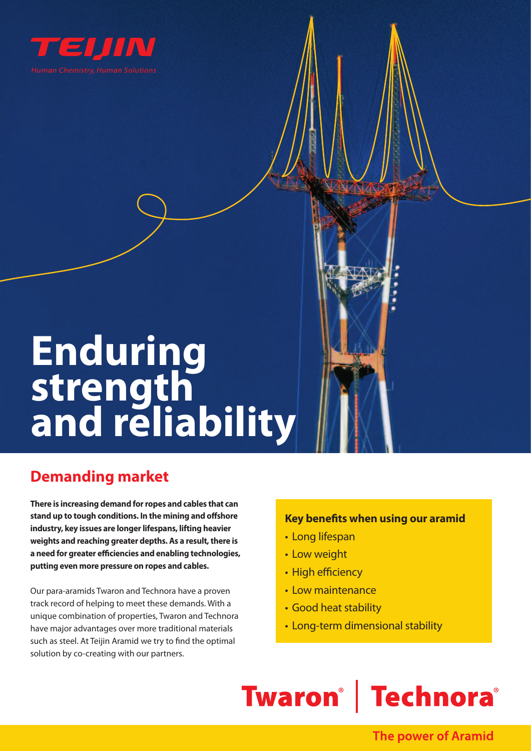TEIJIN

*Human Chemistry, Human Solutions*

# Enduring strength and reliability

## Demanding market

**There is increasing demand for ropes and cables that can stand up to tough conditions. In the mining and offshore industry, key issues are longer lifespans, lifting heavier weights and reaching greater depths. As a result, there is a need for greater efficiencies and enabling technologies, putting even more pressure on ropes and cables.**

Our para-aramids Twaron and Technora have a proven track record of helping to meet these demands. With a unique combination of properties, Twaron and Technora have major advantages over more traditional materials such as steel. At Teijin Aramid we try to find the optimal solution by co-creating with our partners.

### Key benefits when using our aramid

- Long lifespan
- Low weight
- High efficiency
- Low maintenance
- Good heat stability
- Long-term dimensional stability

Twaron® | Technora®

The power of Aramid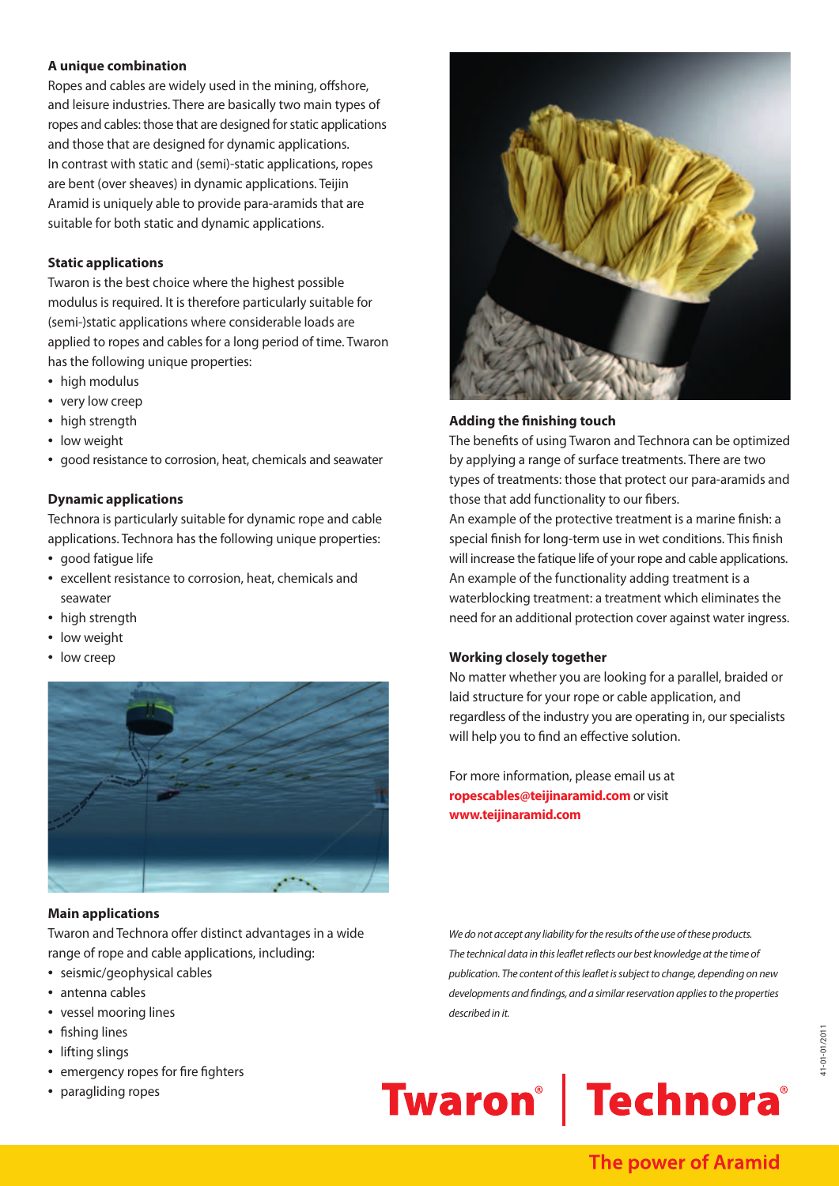### A unique combination

Ropes and cables are widely used in the mining, offshore, and leisure industries. There are basically two main types of ropes and cables: those that are designed for static applications and those that are designed for dynamic applications. In contrast with static and (semi)-static applications, ropes are bent (over sheaves) in dynamic applications. Teijin Aramid is uniquely able to provide para-aramids that are suitable for both static and dynamic applications.

### Static applications

Twaron is the best choice where the highest possible modulus is required. It is therefore particularly suitable for (semi-)static applications where considerable loads are applied to ropes and cables for a long period of time. Twaron has the following unique properties:

- high modulus
- very low creep
- high strength
- low weight
- good resistance to corrosion, heat, chemicals and seawater

### Dynamic applications

Technora is particularly suitable for dynamic rope and cable applications. Technora has the following unique properties:

- good fatigue life
- excellent resistance to corrosion, heat, chemicals and seawater
- high strength
- low weight
- low creep

### Main applications

Twaron and Technora offer distinct advantages in a wide range of rope and cable applications, including:

- seismic/geophysical cables
- antenna cables
- vessel mooring lines
- fishing lines
- lifting slings
- emergency ropes for fire fighters
- paragliding ropes

### Adding the finishing touch

The benefits of using Twaron and Technora can be optimized by applying a range of surface treatments. There are two types of treatments: those that protect our para-aramids and those that add functionality to our fibers.
An example of the protective treatment is a marine finish: a special finish for long-term use in wet conditions. This finish will increase the fatigue life of your rope and cable applications. An example of the functionality adding treatment is a waterblocking treatment: a treatment which eliminates the need for an additional protection cover against water ingress.

### Working closely together

No matter whether you are looking for a parallel, braided or laid structure for your rope or cable application, and regardless of the industry you are operating in, our specialists will help you to find an effective solution.

For more information, please email us at **ropescables@teijinaramid.com** or visit **www.teijinaramid.com**

*We do not accept any liability for the results of the use of these products. The technical data in this leaflet reflects our best knowledge at the time of publication. The content of this leaflet is subject to change, depending on new developments and findings, and a similar reservation applies to the properties described in it.*

41-01-01/2011

**Twaron® | Technora®**

**The power of Aramid**